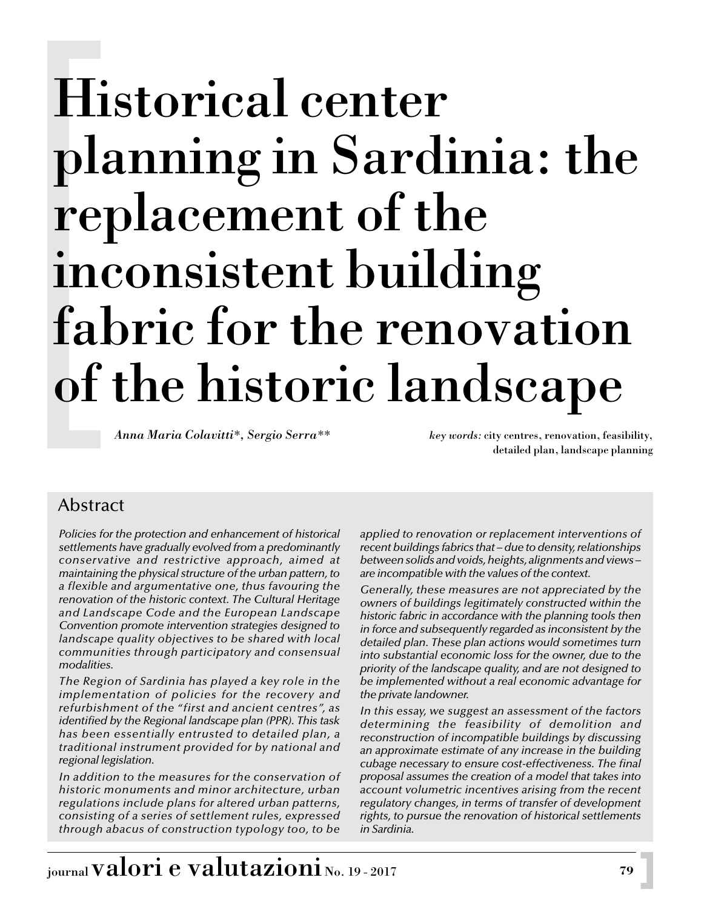# Historical center planning in Sardinia: the replacement of the inconsistent building fabric for the renovation of the historic landscape

*Anna Maria Colavitti*, Sergio Serra***

*key words:* city centres, renovation, feasibility, detailed plan, landscape planning

## Abstract

*Policies for the protection and enhancement of historical settlements have gradually evolved from a predominantly conservative and restrictive approach, aimed at maintaining the physical structure of the urban pattern, to a flexible and argumentative one, thus favouring the renovation of the historic context. The Cultural Heritage and Landscape Code and the European Landscape Convention promote intervention strategies designed to landscape quality objectives to be shared with local communities through participatory and consensual modalities.*

*The Region of Sardinia has played a key role in the implementation of policies for the recovery and refurbishment of the "first and ancient centres", as identified by the Regional landscape plan (PPR). This task has been essentially entrusted to detailed plan, a traditional instrument provided for by national and regional legislation.*

*In addition to the measures for the conservation of historic monuments and minor architecture, urban regulations include plans for altered urban patterns, consisting of a series of settlement rules, expressed through abacus of construction typology too, to be applied to renovation or replacement interventions of recent buildings fabrics that – due to density, relationships between solids and voids, heights, alignments and views – are incompatible with the values of the context.*

*Generally, these measures are not appreciated by the owners of buildings legitimately constructed within the historic fabric in accordance with the planning tools then in force and subsequently regarded as inconsistent by the detailed plan. These plan actions would sometimes turn into substantial economic loss for the owner, due to the priority of the landscape quality, and are not designed to be implemented without a real economic advantage for the private landowner.*

*In this essay, we suggest an assessment of the factors determining the feasibility of demolition and reconstruction of incompatible buildings by discussing an approximate estimate of any increase in the building cubage necessary to ensure cost-effectiveness. The final proposal assumes the creation of a model that takes into account volumetric incentives arising from the recent regulatory changes, in terms of transfer of development rights, to pursue the renovation of historical settlements in Sardinia.*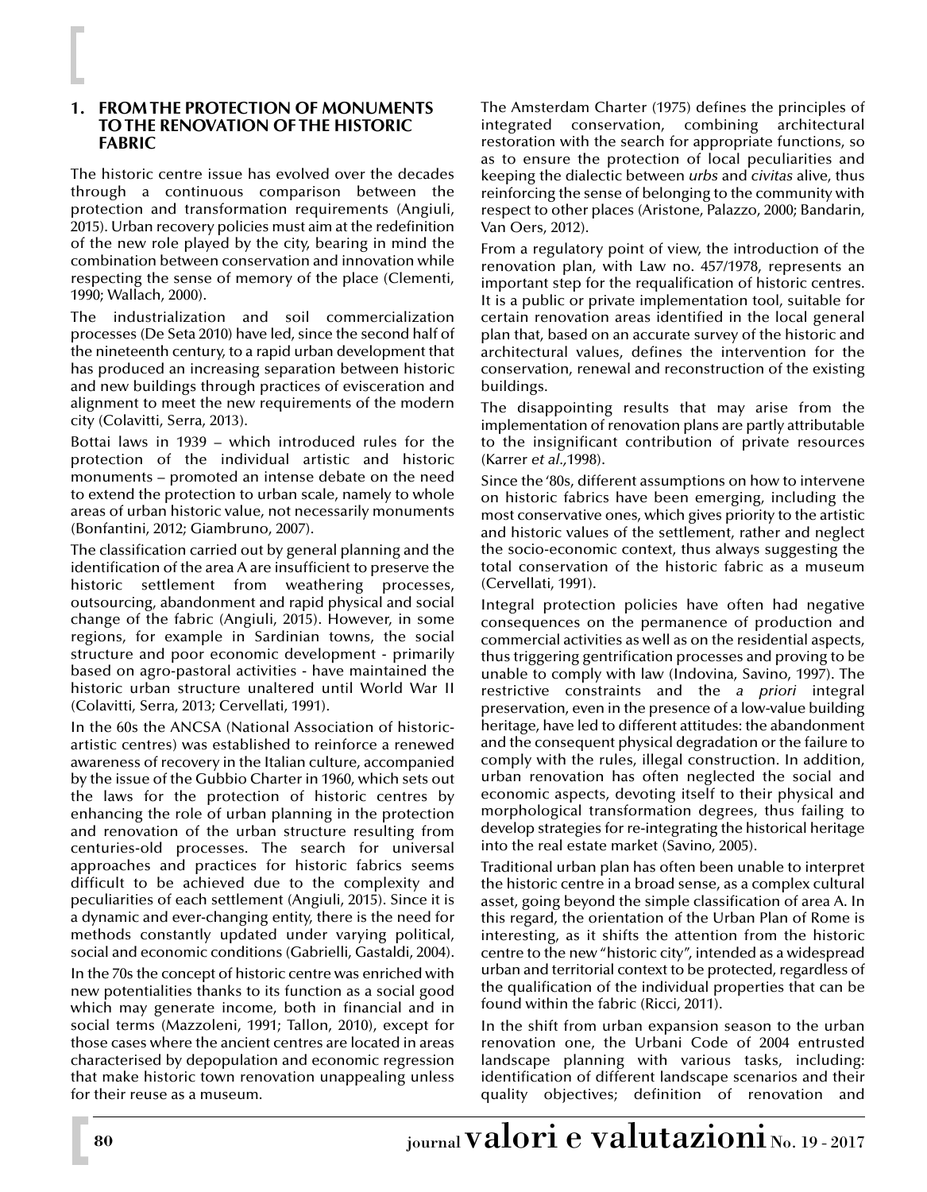## 1. FROM THE PROTECTION OF MONUMENTS TO THE RENOVATION OF THE HISTORIC FABRIC

The historic centre issue has evolved over the decades through a continuous comparison between the protection and transformation requirements (Angiuli, 2015). Urban recovery policies must aim at the redefinition of the new role played by the city, bearing in mind the combination between conservation and innovation while respecting the sense of memory of the place (Clementi, 1990; Wallach, 2000).

The industrialization and soil commercialization processes (De Seta 2010) have led, since the second half of the nineteenth century, to a rapid urban development that has produced an increasing separation between historic and new buildings through practices of evisceration and alignment to meet the new requirements of the modern city (Colavitti, Serra, 2013).

Bottai laws in 1939 – which introduced rules for the protection of the individual artistic and historic monuments – promoted an intense debate on the need to extend the protection to urban scale, namely to whole areas of urban historic value, not necessarily monuments (Bonfantini, 2012; Giambruno, 2007).

The classification carried out by general planning and the identification of the area A are insufficient to preserve the historic settlement from weathering processes, outsourcing, abandonment and rapid physical and social change of the fabric (Angiuli, 2015). However, in some regions, for example in Sardinian towns, the social structure and poor economic development - primarily based on agro-pastoral activities - have maintained the historic urban structure unaltered until World War II (Colavitti, Serra, 2013; Cervellati, 1991).

In the 60s the ANCSA (National Association of historic-artistic centres) was established to reinforce a renewed awareness of recovery in the Italian culture, accompanied by the issue of the Gubbio Charter in 1960, which sets out the laws for the protection of historic centres by enhancing the role of urban planning in the protection and renovation of the urban structure resulting from centuries-old processes. The search for universal approaches and practices for historic fabrics seems difficult to be achieved due to the complexity and peculiarities of each settlement (Angiuli, 2015). Since it is a dynamic and ever-changing entity, there is the need for methods constantly updated under varying political, social and economic conditions (Gabrielli, Gastaldi, 2004).

In the 70s the concept of historic centre was enriched with new potentialities thanks to its function as a social good which may generate income, both in financial and in social terms (Mazzoleni, 1991; Tallon, 2010), except for those cases where the ancient centres are located in areas characterised by depopulation and economic regression that make historic town renovation unappealing unless for their reuse as a museum.

The Amsterdam Charter (1975) defines the principles of integrated conservation, combining architectural restoration with the search for appropriate functions, so as to ensure the protection of local peculiarities and keeping the dialectic between *urbs* and *civitas* alive, thus reinforcing the sense of belonging to the community with respect to other places (Aristone, Palazzo, 2000; Bandarin, Van Oers, 2012).

From a regulatory point of view, the introduction of the renovation plan, with Law no. 457/1978, represents an important step for the requalification of historic centres. It is a public or private implementation tool, suitable for certain renovation areas identified in the local general plan that, based on an accurate survey of the historic and architectural values, defines the intervention for the conservation, renewal and reconstruction of the existing buildings.

The disappointing results that may arise from the implementation of renovation plans are partly attributable to the insignificant contribution of private resources (Karrer *et al.*,1998).

Since the '80s, different assumptions on how to intervene on historic fabrics have been emerging, including the most conservative ones, which gives priority to the artistic and historic values of the settlement, rather and neglect the socio-economic context, thus always suggesting the total conservation of the historic fabric as a museum (Cervellati, 1991).

Integral protection policies have often had negative consequences on the permanence of production and commercial activities as well as on the residential aspects, thus triggering gentrification processes and proving to be unable to comply with law (Indovina, Savino, 1997). The restrictive constraints and the *a priori* integral preservation, even in the presence of a low-value building heritage, have led to different attitudes: the abandonment and the consequent physical degradation or the failure to comply with the rules, illegal construction. In addition, urban renovation has often neglected the social and economic aspects, devoting itself to their physical and morphological transformation degrees, thus failing to develop strategies for re-integrating the historical heritage into the real estate market (Savino, 2005).

Traditional urban plan has often been unable to interpret the historic centre in a broad sense, as a complex cultural asset, going beyond the simple classification of area A. In this regard, the orientation of the Urban Plan of Rome is interesting, as it shifts the attention from the historic centre to the new "historic city", intended as a widespread urban and territorial context to be protected, regardless of the qualification of the individual properties that can be found within the fabric (Ricci, 2011).

In the shift from urban expansion season to the urban renovation one, the Urbani Code of 2004 entrusted landscape planning with various tasks, including: identification of different landscape scenarios and their quality objectives; definition of renovation and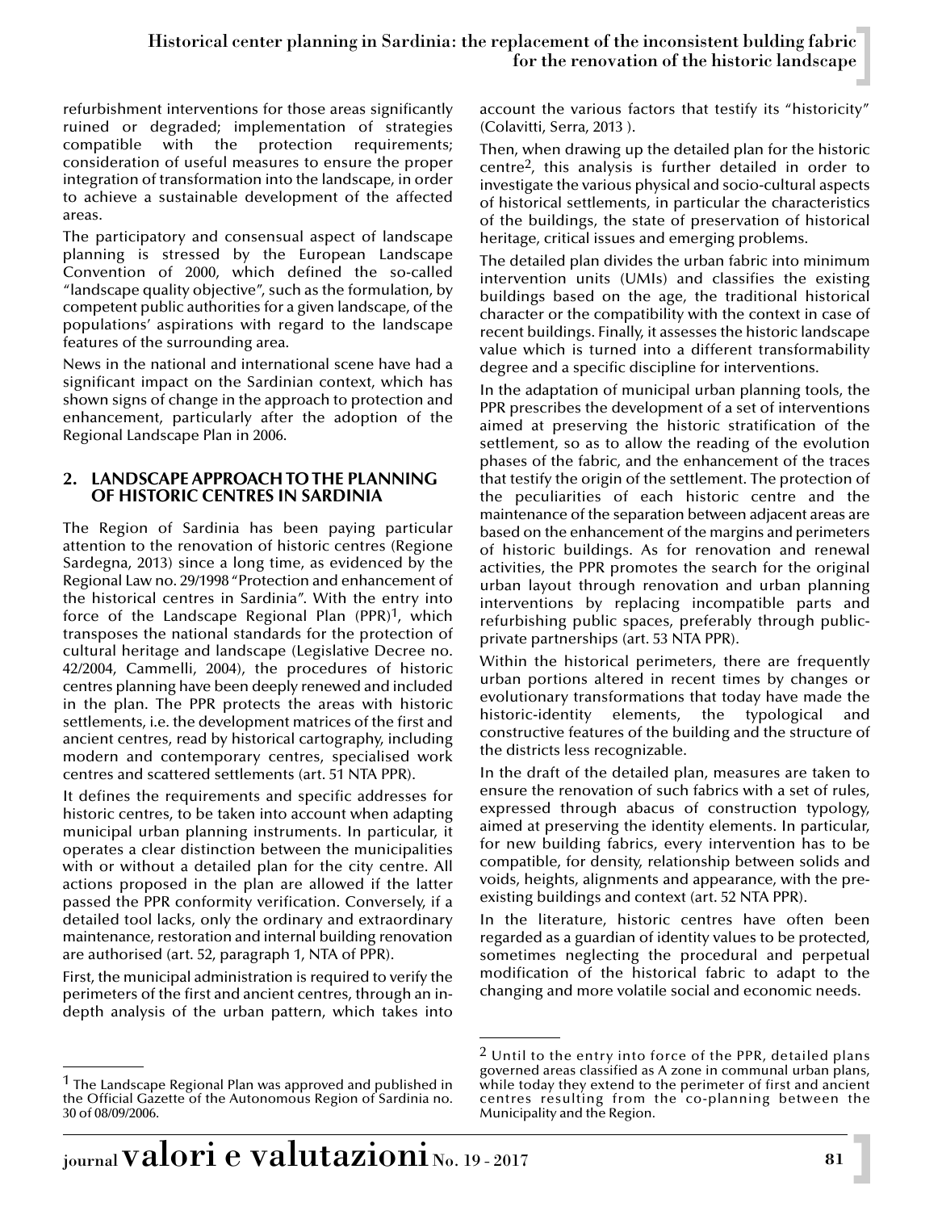refurbishment interventions for those areas significantly ruined or degraded; implementation of strategies compatible with the protection requirements; consideration of useful measures to ensure the proper integration of transformation into the landscape, in order to achieve a sustainable development of the affected areas.

The participatory and consensual aspect of landscape planning is stressed by the European Landscape Convention of 2000, which defined the so-called "landscape quality objective", such as the formulation, by competent public authorities for a given landscape, of the populations' aspirations with regard to the landscape features of the surrounding area.

News in the national and international scene have had a significant impact on the Sardinian context, which has shown signs of change in the approach to protection and enhancement, particularly after the adoption of the Regional Landscape Plan in 2006.

## 2. LANDSCAPE APPROACH TO THE PLANNING OF HISTORIC CENTRES IN SARDINIA

The Region of Sardinia has been paying particular attention to the renovation of historic centres (Regione Sardegna, 2013) since a long time, as evidenced by the Regional Law no. 29/1998 "Protection and enhancement of the historical centres in Sardinia". With the entry into force of the Landscape Regional Plan (PPR)[1], which transposes the national standards for the protection of cultural heritage and landscape (Legislative Decree no. 42/2004, Cammelli, 2004), the procedures of historic centres planning have been deeply renewed and included in the plan. The PPR protects the areas with historic settlements, i.e. the development matrices of the first and ancient centres, read by historical cartography, including modern and contemporary centres, specialised work centres and scattered settlements (art. 51 NTA PPR).

It defines the requirements and specific addresses for historic centres, to be taken into account when adapting municipal urban planning instruments. In particular, it operates a clear distinction between the municipalities with or without a detailed plan for the city centre. All actions proposed in the plan are allowed if the latter passed the PPR conformity verification. Conversely, if a detailed tool lacks, only the ordinary and extraordinary maintenance, restoration and internal building renovation are authorised (art. 52, paragraph 1, NTA of PPR).

First, the municipal administration is required to verify the perimeters of the first and ancient centres, through an in-depth analysis of the urban pattern, which takes into account the various factors that testify its "historicity" (Colavitti, Serra, 2013 ).

Then, when drawing up the detailed plan for the historic centre[2], this analysis is further detailed in order to investigate the various physical and socio-cultural aspects of historical settlements, in particular the characteristics of the buildings, the state of preservation of historical heritage, critical issues and emerging problems.

The detailed plan divides the urban fabric into minimum intervention units (UMIs) and classifies the existing buildings based on the age, the traditional historical character or the compatibility with the context in case of recent buildings. Finally, it assesses the historic landscape value which is turned into a different transformability degree and a specific discipline for interventions.

In the adaptation of municipal urban planning tools, the PPR prescribes the development of a set of interventions aimed at preserving the historic stratification of the settlement, so as to allow the reading of the evolution phases of the fabric, and the enhancement of the traces that testify the origin of the settlement. The protection of the peculiarities of each historic centre and the maintenance of the separation between adjacent areas are based on the enhancement of the margins and perimeters of historic buildings. As for renovation and renewal activities, the PPR promotes the search for the original urban layout through renovation and urban planning interventions by replacing incompatible parts and refurbishing public spaces, preferably through public-private partnerships (art. 53 NTA PPR).

Within the historical perimeters, there are frequently urban portions altered in recent times by changes or evolutionary transformations that today have made the historic-identity elements, the typological and constructive features of the building and the structure of the districts less recognizable.

In the draft of the detailed plan, measures are taken to ensure the renovation of such fabrics with a set of rules, expressed through abacus of construction typology, aimed at preserving the identity elements. In particular, for new building fabrics, every intervention has to be compatible, for density, relationship between solids and voids, heights, alignments and appearance, with the pre-existing buildings and context (art. 52 NTA PPR).

In the literature, historic centres have often been regarded as a guardian of identity values to be protected, sometimes neglecting the procedural and perpetual modification of the historical fabric to adapt to the changing and more volatile social and economic needs.

---

[1] The Landscape Regional Plan was approved and published in the Official Gazette of the Autonomous Region of Sardinia no. 30 of 08/09/2006.

[2] Until to the entry into force of the PPR, detailed plans governed areas classified as A zone in communal urban plans, while today they extend to the perimeter of first and ancient centres resulting from the co-planning between the Municipality and the Region.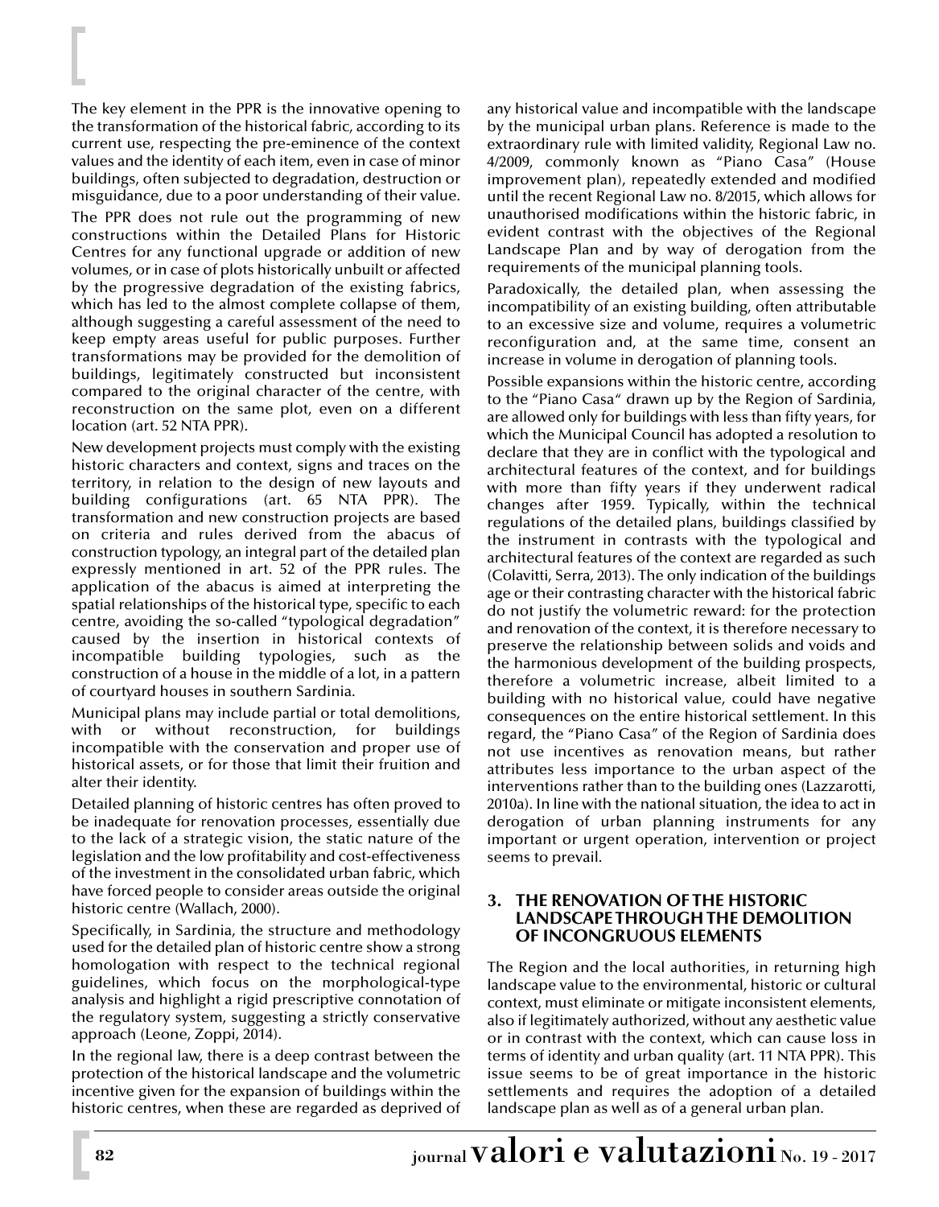The key element in the PPR is the innovative opening to the transformation of the historical fabric, according to its current use, respecting the pre-eminence of the context values and the identity of each item, even in case of minor buildings, often subjected to degradation, destruction or misguidance, due to a poor understanding of their value.

The PPR does not rule out the programming of new constructions within the Detailed Plans for Historic Centres for any functional upgrade or addition of new volumes, or in case of plots historically unbuilt or affected by the progressive degradation of the existing fabrics, which has led to the almost complete collapse of them, although suggesting a careful assessment of the need to keep empty areas useful for public purposes. Further transformations may be provided for the demolition of buildings, legitimately constructed but inconsistent compared to the original character of the centre, with reconstruction on the same plot, even on a different location (art. 52 NTA PPR).

New development projects must comply with the existing historic characters and context, signs and traces on the territory, in relation to the design of new layouts and building configurations (art. 65 NTA PPR). The transformation and new construction projects are based on criteria and rules derived from the abacus of construction typology, an integral part of the detailed plan expressly mentioned in art. 52 of the PPR rules. The application of the abacus is aimed at interpreting the spatial relationships of the historical type, specific to each centre, avoiding the so-called "typological degradation" caused by the insertion in historical contexts of incompatible building typologies, such as the construction of a house in the middle of a lot, in a pattern of courtyard houses in southern Sardinia.

Municipal plans may include partial or total demolitions, with or without reconstruction, for buildings incompatible with the conservation and proper use of historical assets, or for those that limit their fruition and alter their identity.

Detailed planning of historic centres has often proved to be inadequate for renovation processes, essentially due to the lack of a strategic vision, the static nature of the legislation and the low profitability and cost-effectiveness of the investment in the consolidated urban fabric, which have forced people to consider areas outside the original historic centre (Wallach, 2000).

Specifically, in Sardinia, the structure and methodology used for the detailed plan of historic centre show a strong homologation with respect to the technical regional guidelines, which focus on the morphological-type analysis and highlight a rigid prescriptive connotation of the regulatory system, suggesting a strictly conservative approach (Leone, Zoppi, 2014).

In the regional law, there is a deep contrast between the protection of the historical landscape and the volumetric incentive given for the expansion of buildings within the historic centres, when these are regarded as deprived of any historical value and incompatible with the landscape by the municipal urban plans. Reference is made to the extraordinary rule with limited validity, Regional Law no. 4/2009, commonly known as "Piano Casa" (House improvement plan), repeatedly extended and modified until the recent Regional Law no. 8/2015, which allows for unauthorised modifications within the historic fabric, in evident contrast with the objectives of the Regional Landscape Plan and by way of derogation from the requirements of the municipal planning tools.

Paradoxically, the detailed plan, when assessing the incompatibility of an existing building, often attributable to an excessive size and volume, requires a volumetric reconfiguration and, at the same time, consent an increase in volume in derogation of planning tools.

Possible expansions within the historic centre, according to the "Piano Casa" drawn up by the Region of Sardinia, are allowed only for buildings with less than fifty years, for which the Municipal Council has adopted a resolution to declare that they are in conflict with the typological and architectural features of the context, and for buildings with more than fifty years if they underwent radical changes after 1959. Typically, within the technical regulations of the detailed plans, buildings classified by the instrument in contrasts with the typological and architectural features of the context are regarded as such (Colavitti, Serra, 2013). The only indication of the buildings age or their contrasting character with the historical fabric do not justify the volumetric reward: for the protection and renovation of the context, it is therefore necessary to preserve the relationship between solids and voids and the harmonious development of the building prospects, therefore a volumetric increase, albeit limited to a building with no historical value, could have negative consequences on the entire historical settlement. In this regard, the "Piano Casa" of the Region of Sardinia does not use incentives as renovation means, but rather attributes less importance to the urban aspect of the interventions rather than to the building ones (Lazzarotti, 2010a). In line with the national situation, the idea to act in derogation of urban planning instruments for any important or urgent operation, intervention or project seems to prevail.

## 3. THE RENOVATION OF THE HISTORIC LANDSCAPE THROUGH THE DEMOLITION OF INCONGRUOUS ELEMENTS

The Region and the local authorities, in returning high landscape value to the environmental, historic or cultural context, must eliminate or mitigate inconsistent elements, also if legitimately authorized, without any aesthetic value or in contrast with the context, which can cause loss in terms of identity and urban quality (art. 11 NTA PPR). This issue seems to be of great importance in the historic settlements and requires the adoption of a detailed landscape plan as well as of a general urban plan.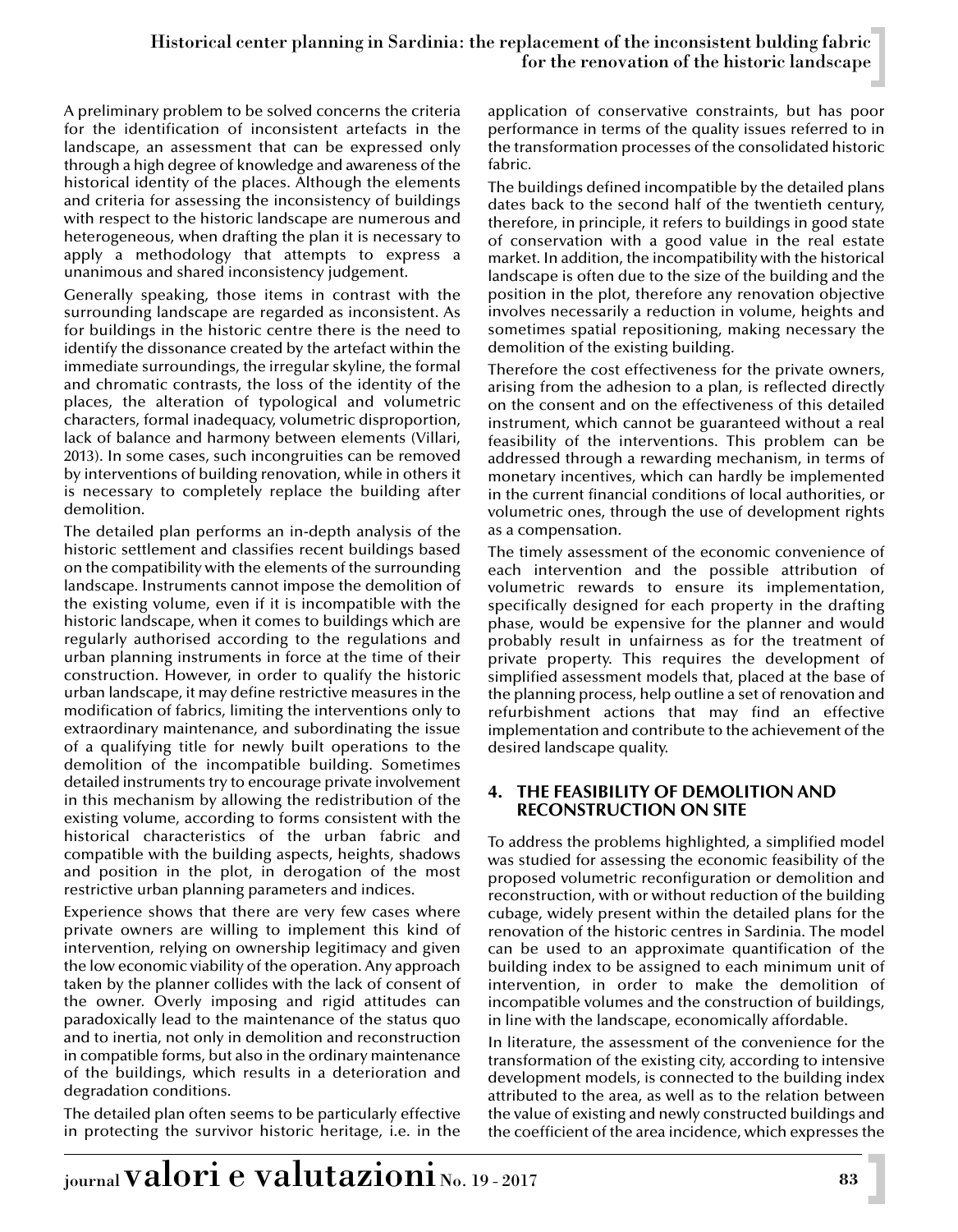A preliminary problem to be solved concerns the criteria for the identification of inconsistent artefacts in the landscape, an assessment that can be expressed only through a high degree of knowledge and awareness of the historical identity of the places. Although the elements and criteria for assessing the inconsistency of buildings with respect to the historic landscape are numerous and heterogeneous, when drafting the plan it is necessary to apply a methodology that attempts to express a unanimous and shared inconsistency judgement.

Generally speaking, those items in contrast with the surrounding landscape are regarded as inconsistent. As for buildings in the historic centre there is the need to identify the dissonance created by the artefact within the immediate surroundings, the irregular skyline, the formal and chromatic contrasts, the loss of the identity of the places, the alteration of typological and volumetric characters, formal inadequacy, volumetric disproportion, lack of balance and harmony between elements (Villari, 2013). In some cases, such incongruities can be removed by interventions of building renovation, while in others it is necessary to completely replace the building after demolition.

The detailed plan performs an in-depth analysis of the historic settlement and classifies recent buildings based on the compatibility with the elements of the surrounding landscape. Instruments cannot impose the demolition of the existing volume, even if it is incompatible with the historic landscape, when it comes to buildings which are regularly authorised according to the regulations and urban planning instruments in force at the time of their construction. However, in order to qualify the historic urban landscape, it may define restrictive measures in the modification of fabrics, limiting the interventions only to extraordinary maintenance, and subordinating the issue of a qualifying title for newly built operations to the demolition of the incompatible building. Sometimes detailed instruments try to encourage private involvement in this mechanism by allowing the redistribution of the existing volume, according to forms consistent with the historical characteristics of the urban fabric and compatible with the building aspects, heights, shadows and position in the plot, in derogation of the most restrictive urban planning parameters and indices.

Experience shows that there are very few cases where private owners are willing to implement this kind of intervention, relying on ownership legitimacy and given the low economic viability of the operation. Any approach taken by the planner collides with the lack of consent of the owner. Overly imposing and rigid attitudes can paradoxically lead to the maintenance of the status quo and to inertia, not only in demolition and reconstruction in compatible forms, but also in the ordinary maintenance of the buildings, which results in a deterioration and degradation conditions.

The detailed plan often seems to be particularly effective in protecting the survivor historic heritage, i.e. in the application of conservative constraints, but has poor performance in terms of the quality issues referred to in the transformation processes of the consolidated historic fabric.

The buildings defined incompatible by the detailed plans dates back to the second half of the twentieth century, therefore, in principle, it refers to buildings in good state of conservation with a good value in the real estate market. In addition, the incompatibility with the historical landscape is often due to the size of the building and the position in the plot, therefore any renovation objective involves necessarily a reduction in volume, heights and sometimes spatial repositioning, making necessary the demolition of the existing building.

Therefore the cost effectiveness for the private owners, arising from the adhesion to a plan, is reflected directly on the consent and on the effectiveness of this detailed instrument, which cannot be guaranteed without a real feasibility of the interventions. This problem can be addressed through a rewarding mechanism, in terms of monetary incentives, which can hardly be implemented in the current financial conditions of local authorities, or volumetric ones, through the use of development rights as a compensation.

The timely assessment of the economic convenience of each intervention and the possible attribution of volumetric rewards to ensure its implementation, specifically designed for each property in the drafting phase, would be expensive for the planner and would probably result in unfairness as for the treatment of private property. This requires the development of simplified assessment models that, placed at the base of the planning process, help outline a set of renovation and refurbishment actions that may find an effective implementation and contribute to the achievement of the desired landscape quality.

## 4. THE FEASIBILITY OF DEMOLITION AND RECONSTRUCTION ON SITE

To address the problems highlighted, a simplified model was studied for assessing the economic feasibility of the proposed volumetric reconfiguration or demolition and reconstruction, with or without reduction of the building cubage, widely present within the detailed plans for the renovation of the historic centres in Sardinia. The model can be used to an approximate quantification of the building index to be assigned to each minimum unit of intervention, in order to make the demolition of incompatible volumes and the construction of buildings, in line with the landscape, economically affordable.

In literature, the assessment of the convenience for the transformation of the existing city, according to intensive development models, is connected to the building index attributed to the area, as well as to the relation between the value of existing and newly constructed buildings and the coefficient of the area incidence, which expresses the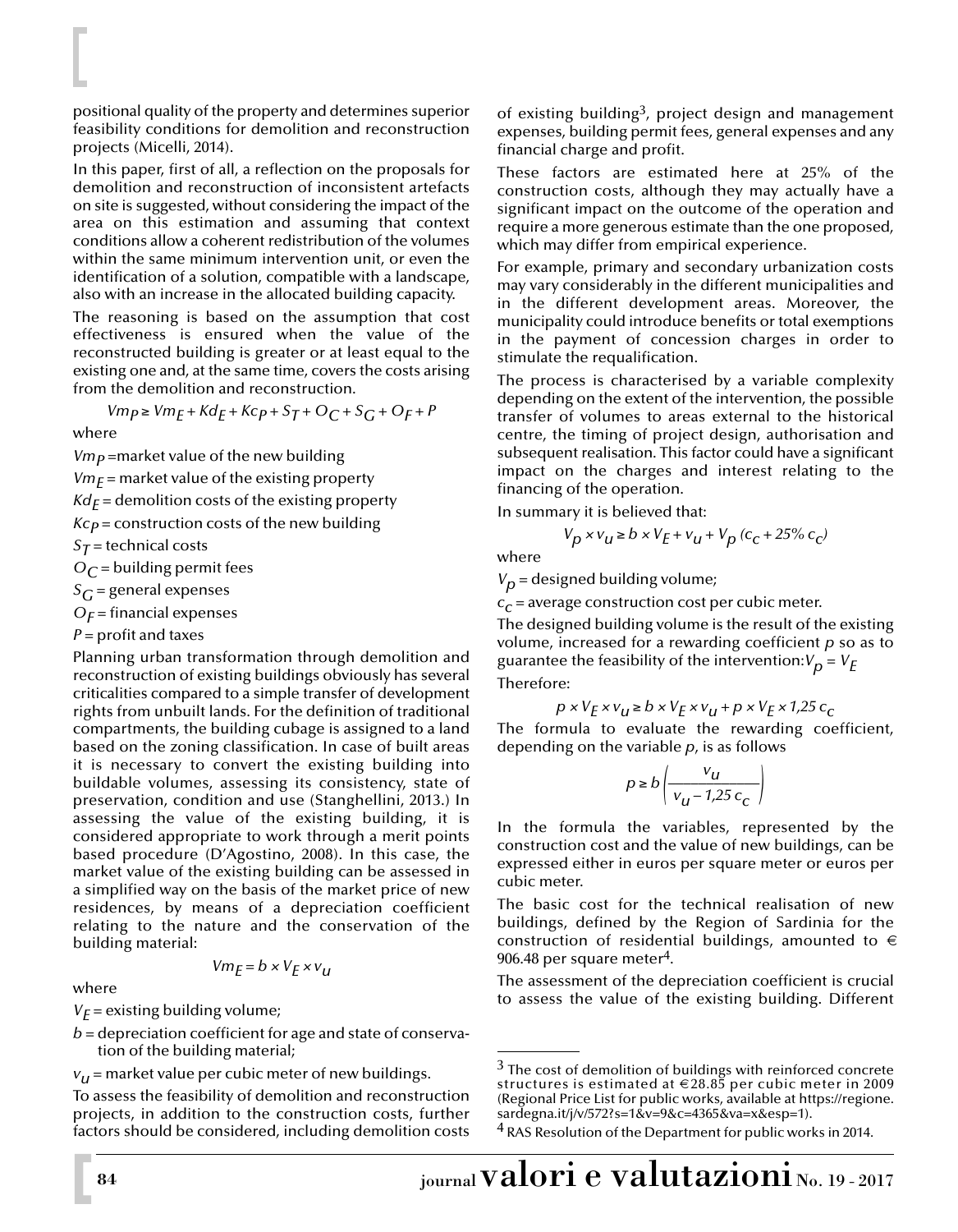positional quality of the property and determines superior feasibility conditions for demolition and reconstruction projects (Micelli, 2014).

In this paper, first of all, a reflection on the proposals for demolition and reconstruction of inconsistent artefacts on site is suggested, without considering the impact of the area on this estimation and assuming that context conditions allow a coherent redistribution of the volumes within the same minimum intervention unit, or even the identification of a solution, compatible with a landscape, also with an increase in the allocated building capacity.

The reasoning is based on the assumption that cost effectiveness is ensured when the value of the reconstructed building is greater or at least equal to the existing one and, at the same time, covers the costs arising from the demolition and reconstruction.

$$Vm_P \geq Vm_E + Kd_E + Kc_P + S_T + O_C + S_G + O_F + P$$

where

$Vm_P$ = market value of the new building

$Vm_E$ = market value of the existing property

$Kd_E$ = demolition costs of the existing property

$Kc_P$ = construction costs of the new building

$S_T$ = technical costs

$O_C$ = building permit fees

$S_G$ = general expenses

$O_F$ = financial expenses

$P$ = profit and taxes

Planning urban transformation through demolition and reconstruction of existing buildings obviously has several criticalities compared to a simple transfer of development rights from unbuilt lands. For the definition of traditional compartments, the building cubage is assigned to a land based on the zoning classification. In case of built areas it is necessary to convert the existing building into buildable volumes, assessing its consistency, state of preservation, condition and use (Stanghellini, 2013.) In assessing the value of the existing building, it is considered appropriate to work through a merit points based procedure (D'Agostino, 2008). In this case, the market value of the existing building can be assessed in a simplified way on the basis of the market price of new residences, by means of a depreciation coefficient relating to the nature and the conservation of the building material:

$$Vm_E = b \times V_E \times v_u$$

where

$V_E$ = existing building volume;

$b$ = depreciation coefficient for age and state of conservation of the building material;

$v_u$ = market value per cubic meter of new buildings.

To assess the feasibility of demolition and reconstruction projects, in addition to the construction costs, further factors should be considered, including demolition costs of existing building[3], project design and management expenses, building permit fees, general expenses and any financial charge and profit.

These factors are estimated here at 25% of the construction costs, although they may actually have a significant impact on the outcome of the operation and require a more generous estimate than the one proposed, which may differ from empirical experience.

For example, primary and secondary urbanization costs may vary considerably in the different municipalities and in the different development areas. Moreover, the municipality could introduce benefits or total exemptions in the payment of concession charges in order to stimulate the requalification.

The process is characterised by a variable complexity depending on the extent of the intervention, the possible transfer of volumes to areas external to the historical centre, the timing of project design, authorisation and subsequent realisation. This factor could have a significant impact on the charges and interest relating to the financing of the operation.

In summary it is believed that:

$$V_p \times v_u \geq b \times V_E + v_u + V_p\,(c_c + 25\%\, c_c)$$

where

$V_p$ = designed building volume;

$c_c$ = average construction cost per cubic meter.

The designed building volume is the result of the existing volume, increased for a rewarding coefficient $p$ so as to guarantee the feasibility of the intervention: $V_p = V_E$

Therefore:

$$p \times V_E \times v_u \geq b \times V_E \times v_u + p \times V_E \times 1{,}25\, c_c$$

The formula to evaluate the rewarding coefficient, depending on the variable $p$, is as follows

$$p \geq b \left( \frac{v_u}{v_u - 1{,}25\, c_c} \right)$$

In the formula the variables, represented by the construction cost and the value of new buildings, can be expressed either in euros per square meter or euros per cubic meter.

The basic cost for the technical realisation of new buildings, defined by the Region of Sardinia for the construction of residential buildings, amounted to € 906.48 per square meter[4].

The assessment of the depreciation coefficient is crucial to assess the value of the existing building. Different

[3] The cost of demolition of buildings with reinforced concrete structures is estimated at €28.85 per cubic meter in 2009 (Regional Price List for public works, available at https://regione.sardegna.it/j/v/572?s=1&v=9&c=4365&va=x&esp=1).

[4] RAS Resolution of the Department for public works in 2014.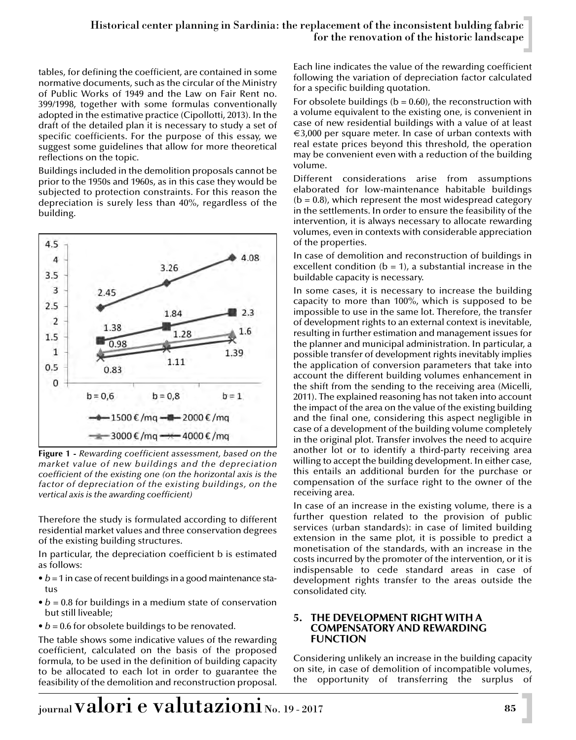tables, for defining the coefficient, are contained in some normative documents, such as the circular of the Ministry of Public Works of 1949 and the Law on Fair Rent no. 399/1998, together with some formulas conventionally adopted in the estimative practice (Cipollotti, 2013). In the draft of the detailed plan it is necessary to study a set of specific coefficients. For the purpose of this essay, we suggest some guidelines that allow for more theoretical reflections on the topic.

Buildings included in the demolition proposals cannot be prior to the 1950s and 1960s, as in this case they would be subjected to protection constraints. For this reason the depreciation is surely less than 40%, regardless of the building.

**Figure 1 -** *Rewarding coefficient assessment, based on the market value of new buildings and the depreciation coefficient of the existing one (on the horizontal axis is the factor of depreciation of the existing buildings, on the vertical axis is the awarding coefficient)*

Therefore the study is formulated according to different residential market values and three conservation degrees of the existing building structures.

In particular, the depreciation coefficient b is estimated as follows:

- $b = 1$ in case of recent buildings in a good maintenance status
- $b = 0.8$ for buildings in a medium state of conservation but still liveable;
- $b = 0.6$ for obsolete buildings to be renovated.

The table shows some indicative values of the rewarding coefficient, calculated on the basis of the proposed formula, to be used in the definition of building capacity to be allocated to each lot in order to guarantee the feasibility of the demolition and reconstruction proposal. Each line indicates the value of the rewarding coefficient following the variation of depreciation factor calculated for a specific building quotation.

For obsolete buildings ($b = 0.60$), the reconstruction with a volume equivalent to the existing one, is convenient in case of new residential buildings with a value of at least €3,000 per square meter. In case of urban contexts with real estate prices beyond this threshold, the operation may be convenient even with a reduction of the building volume.

Different considerations arise from assumptions elaborated for low-maintenance habitable buildings ($b = 0.8$), which represent the most widespread category in the settlements. In order to ensure the feasibility of the intervention, it is always necessary to allocate rewarding volumes, even in contexts with considerable appreciation of the properties.

In case of demolition and reconstruction of buildings in excellent condition ($b = 1$), a substantial increase in the buildable capacity is necessary.

In some cases, it is necessary to increase the building capacity to more than 100%, which is supposed to be impossible to use in the same lot. Therefore, the transfer of development rights to an external context is inevitable, resulting in further estimation and management issues for the planner and municipal administration. In particular, a possible transfer of development rights inevitably implies the application of conversion parameters that take into account the different building volumes enhancement in the shift from the sending to the receiving area (Micelli, 2011). The explained reasoning has not taken into account the impact of the area on the value of the existing building and the final one, considering this aspect negligible in case of a development of the building volume completely in the original plot. Transfer involves the need to acquire another lot or to identify a third-party receiving area willing to accept the building development. In either case, this entails an additional burden for the purchase or compensation of the surface right to the owner of the receiving area.

In case of an increase in the existing volume, there is a further question related to the provision of public services (urban standards): in case of limited building extension in the same plot, it is possible to predict a monetisation of the standards, with an increase in the costs incurred by the promoter of the intervention, or it is indispensable to cede standard areas in case of development rights transfer to the areas outside the consolidated city.

## 5. THE DEVELOPMENT RIGHT WITH A COMPENSATORY AND REWARDING FUNCTION

Considering unlikely an increase in the building capacity on site, in case of demolition of incompatible volumes, the opportunity of transferring the surplus of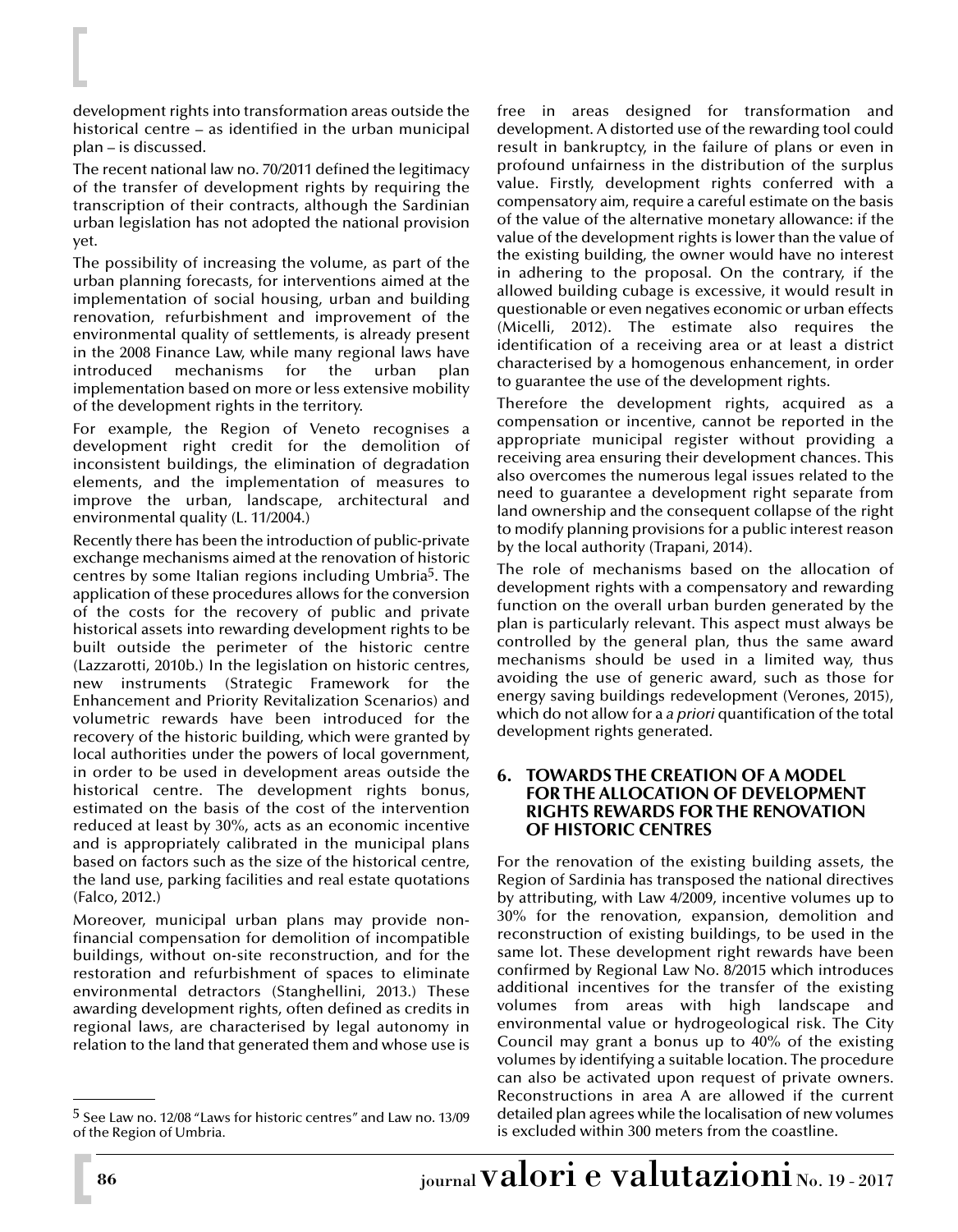development rights into transformation areas outside the historical centre – as identified in the urban municipal plan – is discussed.

The recent national law no. 70/2011 defined the legitimacy of the transfer of development rights by requiring the transcription of their contracts, although the Sardinian urban legislation has not adopted the national provision yet.

The possibility of increasing the volume, as part of the urban planning forecasts, for interventions aimed at the implementation of social housing, urban and building renovation, refurbishment and improvement of the environmental quality of settlements, is already present in the 2008 Finance Law, while many regional laws have introduced mechanisms for the urban plan implementation based on more or less extensive mobility of the development rights in the territory.

For example, the Region of Veneto recognises a development right credit for the demolition of inconsistent buildings, the elimination of degradation elements, and the implementation of measures to improve the urban, landscape, architectural and environmental quality (L. 11/2004.)

Recently there has been the introduction of public-private exchange mechanisms aimed at the renovation of historic centres by some Italian regions including Umbria[5]. The application of these procedures allows for the conversion of the costs for the recovery of public and private historical assets into rewarding development rights to be built outside the perimeter of the historic centre (Lazzarotti, 2010b.) In the legislation on historic centres, new instruments (Strategic Framework for the Enhancement and Priority Revitalization Scenarios) and volumetric rewards have been introduced for the recovery of the historic building, which were granted by local authorities under the powers of local government, in order to be used in development areas outside the historical centre. The development rights bonus, estimated on the basis of the cost of the intervention reduced at least by 30%, acts as an economic incentive and is appropriately calibrated in the municipal plans based on factors such as the size of the historical centre, the land use, parking facilities and real estate quotations (Falco, 2012.)

Moreover, municipal urban plans may provide non-financial compensation for demolition of incompatible buildings, without on-site reconstruction, and for the restoration and refurbishment of spaces to eliminate environmental detractors (Stanghellini, 2013.) These awarding development rights, often defined as credits in regional laws, are characterised by legal autonomy in relation to the land that generated them and whose use is free in areas designed for transformation and development. A distorted use of the rewarding tool could result in bankruptcy, in the failure of plans or even in profound unfairness in the distribution of the surplus value. Firstly, development rights conferred with a compensatory aim, require a careful estimate on the basis of the value of the alternative monetary allowance: if the value of the development rights is lower than the value of the existing building, the owner would have no interest in adhering to the proposal. On the contrary, if the allowed building cubage is excessive, it would result in questionable or even negatives economic or urban effects (Micelli, 2012). The estimate also requires the identification of a receiving area or at least a district characterised by a homogenous enhancement, in order to guarantee the use of the development rights.

Therefore the development rights, acquired as a compensation or incentive, cannot be reported in the appropriate municipal register without providing a receiving area ensuring their development chances. This also overcomes the numerous legal issues related to the need to guarantee a development right separate from land ownership and the consequent collapse of the right to modify planning provisions for a public interest reason by the local authority (Trapani, 2014).

The role of mechanisms based on the allocation of development rights with a compensatory and rewarding function on the overall urban burden generated by the plan is particularly relevant. This aspect must always be controlled by the general plan, thus the same award mechanisms should be used in a limited way, thus avoiding the use of generic award, such as those for energy saving buildings redevelopment (Verones, 2015), which do not allow for a *a priori* quantification of the total development rights generated.

## 6. TOWARDS THE CREATION OF A MODEL FOR THE ALLOCATION OF DEVELOPMENT RIGHTS REWARDS FOR THE RENOVATION OF HISTORIC CENTRES

For the renovation of the existing building assets, the Region of Sardinia has transposed the national directives by attributing, with Law 4/2009, incentive volumes up to 30% for the renovation, expansion, demolition and reconstruction of existing buildings, to be used in the same lot. These development right rewards have been confirmed by Regional Law No. 8/2015 which introduces additional incentives for the transfer of the existing volumes from areas with high landscape and environmental value or hydrogeological risk. The City Council may grant a bonus up to 40% of the existing volumes by identifying a suitable location. The procedure can also be activated upon request of private owners. Reconstructions in area A are allowed if the current detailed plan agrees while the localisation of new volumes is excluded within 300 meters from the coastline.

---

[5] See Law no. 12/08 "Laws for historic centres" and Law no. 13/09 of the Region of Umbria.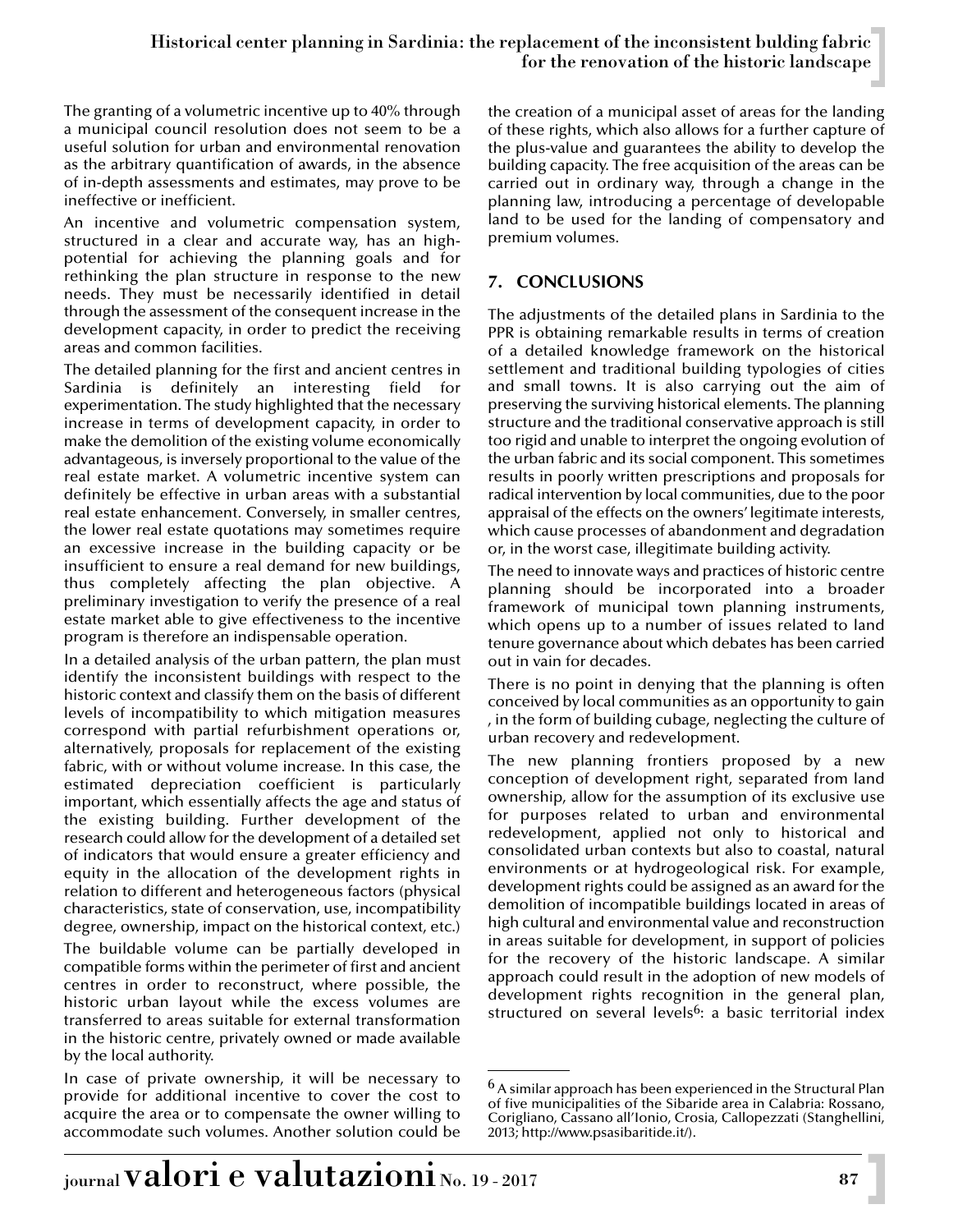The granting of a volumetric incentive up to 40% through a municipal council resolution does not seem to be a useful solution for urban and environmental renovation as the arbitrary quantification of awards, in the absence of in-depth assessments and estimates, may prove to be ineffective or inefficient.

An incentive and volumetric compensation system, structured in a clear and accurate way, has an high-potential for achieving the planning goals and for rethinking the plan structure in response to the new needs. They must be necessarily identified in detail through the assessment of the consequent increase in the development capacity, in order to predict the receiving areas and common facilities.

The detailed planning for the first and ancient centres in Sardinia is definitely an interesting field for experimentation. The study highlighted that the necessary increase in terms of development capacity, in order to make the demolition of the existing volume economically advantageous, is inversely proportional to the value of the real estate market. A volumetric incentive system can definitely be effective in urban areas with a substantial real estate enhancement. Conversely, in smaller centres, the lower real estate quotations may sometimes require an excessive increase in the building capacity or be insufficient to ensure a real demand for new buildings, thus completely affecting the plan objective. A preliminary investigation to verify the presence of a real estate market able to give effectiveness to the incentive program is therefore an indispensable operation.

In a detailed analysis of the urban pattern, the plan must identify the inconsistent buildings with respect to the historic context and classify them on the basis of different levels of incompatibility to which mitigation measures correspond with partial refurbishment operations or, alternatively, proposals for replacement of the existing fabric, with or without volume increase. In this case, the estimated depreciation coefficient is particularly important, which essentially affects the age and status of the existing building. Further development of the research could allow for the development of a detailed set of indicators that would ensure a greater efficiency and equity in the allocation of the development rights in relation to different and heterogeneous factors (physical characteristics, state of conservation, use, incompatibility degree, ownership, impact on the historical context, etc.)

The buildable volume can be partially developed in compatible forms within the perimeter of first and ancient centres in order to reconstruct, where possible, the historic urban layout while the excess volumes are transferred to areas suitable for external transformation in the historic centre, privately owned or made available by the local authority.

In case of private ownership, it will be necessary to provide for additional incentive to cover the cost to acquire the area or to compensate the owner willing to accommodate such volumes. Another solution could be the creation of a municipal asset of areas for the landing of these rights, which also allows for a further capture of the plus-value and guarantees the ability to develop the building capacity. The free acquisition of the areas can be carried out in ordinary way, through a change in the planning law, introducing a percentage of developable land to be used for the landing of compensatory and premium volumes.

## 7. CONCLUSIONS

The adjustments of the detailed plans in Sardinia to the PPR is obtaining remarkable results in terms of creation of a detailed knowledge framework on the historical settlement and traditional building typologies of cities and small towns. It is also carrying out the aim of preserving the surviving historical elements. The planning structure and the traditional conservative approach is still too rigid and unable to interpret the ongoing evolution of the urban fabric and its social component. This sometimes results in poorly written prescriptions and proposals for radical intervention by local communities, due to the poor appraisal of the effects on the owners' legitimate interests, which cause processes of abandonment and degradation or, in the worst case, illegitimate building activity.

The need to innovate ways and practices of historic centre planning should be incorporated into a broader framework of municipal town planning instruments, which opens up to a number of issues related to land tenure governance about which debates has been carried out in vain for decades.

There is no point in denying that the planning is often conceived by local communities as an opportunity to gain , in the form of building cubage, neglecting the culture of urban recovery and redevelopment.

The new planning frontiers proposed by a new conception of development right, separated from land ownership, allow for the assumption of its exclusive use for purposes related to urban and environmental redevelopment, applied not only to historical and consolidated urban contexts but also to coastal, natural environments or at hydrogeological risk. For example, development rights could be assigned as an award for the demolition of incompatible buildings located in areas of high cultural and environmental value and reconstruction in areas suitable for development, in support of policies for the recovery of the historic landscape. A similar approach could result in the adoption of new models of development rights recognition in the general plan, structured on several levels[6]: a basic territorial index

[6] A similar approach has been experienced in the Structural Plan of five municipalities of the Sibaride area in Calabria: Rossano, Corigliano, Cassano all'Ionio, Crosia, Callopezzati (Stanghellini, 2013; http://www.psasibaritide.it/).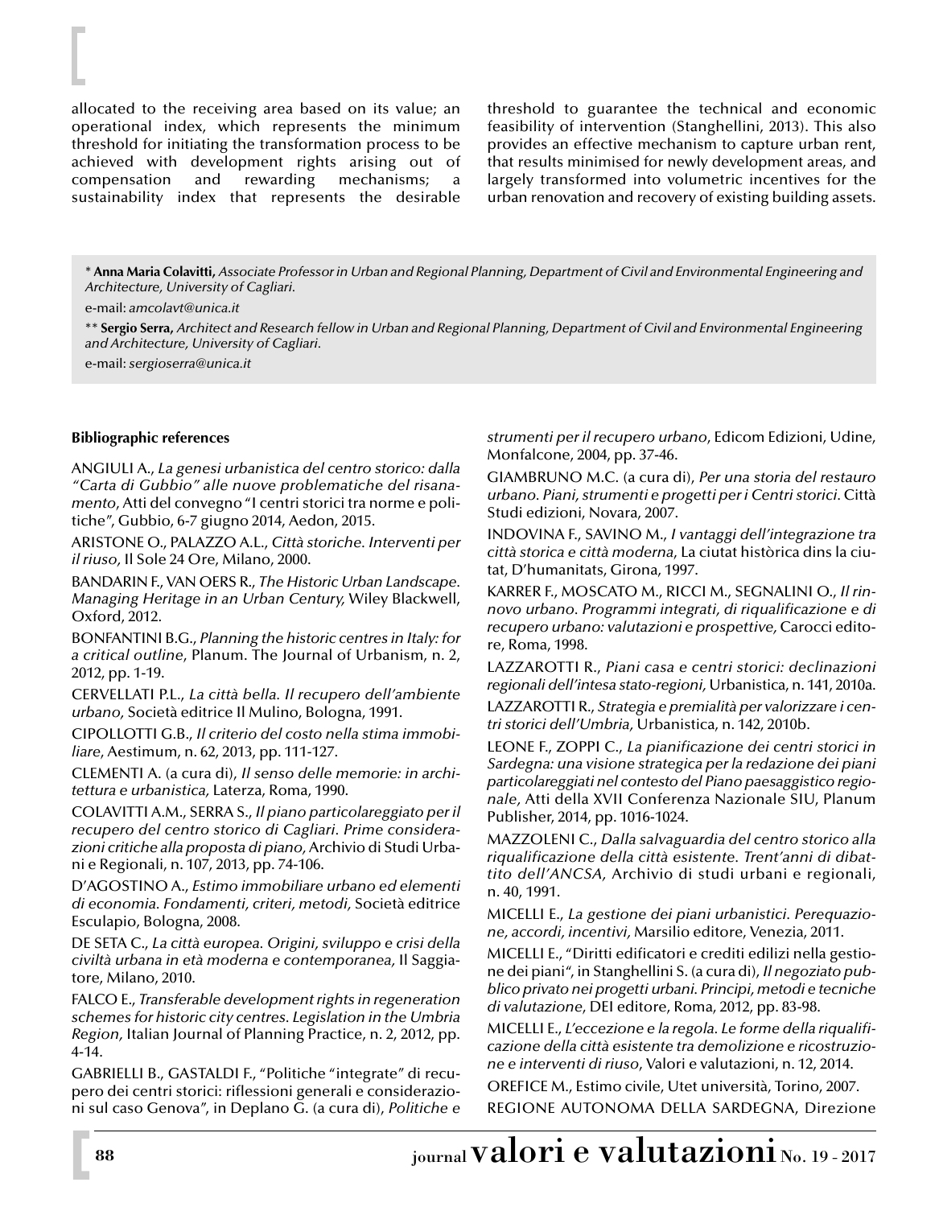allocated to the receiving area based on its value; an operational index, which represents the minimum threshold for initiating the transformation process to be achieved with development rights arising out of compensation and rewarding mechanisms; a sustainability index that represents the desirable threshold to guarantee the technical and economic feasibility of intervention (Stanghellini, 2013). This also provides an effective mechanism to capture urban rent, that results minimised for newly development areas, and largely transformed into volumetric incentives for the urban renovation and recovery of existing building assets.

\* **Anna Maria Colavitti,** *Associate Professor in Urban and Regional Planning, Department of Civil and Environmental Engineering and Architecture, University of Cagliari.*

e-mail: *amcolavt@unica.it*

\*\* **Sergio Serra,** *Architect and Research fellow in Urban and Regional Planning, Department of Civil and Environmental Engineering and Architecture, University of Cagliari.*

e-mail: *sergioserra@unica.it*

**Bibliographic references**

ANGIULI A., *La genesi urbanistica del centro storico: dalla "Carta di Gubbio" alle nuove problematiche del risanamento*, Atti del convegno "I centri storici tra norme e politiche", Gubbio, 6-7 giugno 2014, Aedon, 2015.

ARISTONE O., PALAZZO A.L., *Città storiche. Interventi per il riuso,* Il Sole 24 Ore, Milano, 2000.

BANDARIN F., VAN OERS R., *The Historic Urban Landscape. Managing Heritage in an Urban Century,* Wiley Blackwell, Oxford, 2012.

BONFANTINI B.G., *Planning the historic centres in Italy: for a critical outline*, Planum. The Journal of Urbanism, n. 2, 2012, pp. 1-19.

CERVELLATI P.L., *La città bella. Il recupero dell'ambiente urbano,* Società editrice Il Mulino, Bologna, 1991.

CIPOLLOTTI G.B., *Il criterio del costo nella stima immobiliare*, Aestimum, n. 62, 2013, pp. 111-127.

CLEMENTI A. (a cura di), *Il senso delle memorie: in architettura e urbanistica,* Laterza, Roma, 1990.

COLAVITTI A.M., SERRA S., *Il piano particolareggiato per il recupero del centro storico di Cagliari. Prime considerazioni critiche alla proposta di piano,* Archivio di Studi Urbani e Regionali, n. 107, 2013, pp. 74-106.

D'AGOSTINO A., *Estimo immobiliare urbano ed elementi di economia. Fondamenti, criteri, metodi,* Società editrice Esculapio, Bologna, 2008.

DE SETA C., *La città europea. Origini, sviluppo e crisi della civiltà urbana in età moderna e contemporanea,* Il Saggiatore, Milano, 2010.

FALCO E., *Transferable development rights in regeneration schemes for historic city centres. Legislation in the Umbria Region,* Italian Journal of Planning Practice, n. 2, 2012, pp. 4-14.

GABRIELLI B., GASTALDI F., "Politiche "integrate" di recupero dei centri storici: riflessioni generali e considerazioni sul caso Genova", in Deplano G. (a cura di), *Politiche e strumenti per il recupero urbano*, Edicom Edizioni, Udine, Monfalcone, 2004, pp. 37-46.

GIAMBRUNO M.C. (a cura di), *Per una storia del restauro urbano. Piani, strumenti e progetti per i Centri storici.* Città Studi edizioni, Novara, 2007.

INDOVINA F., SAVINO M., *I vantaggi dell'integrazione tra città storica e città moderna*, La ciutat històrica dins la ciutat, D'humanitats, Girona, 1997.

KARRER F., MOSCATO M., RICCI M., SEGNALINI O., *Il rinnovo urbano. Programmi integrati, di riqualificazione e di recupero urbano: valutazioni e prospettive,* Carocci editore, Roma, 1998.

LAZZAROTTI R., *Piani casa e centri storici: declinazioni regionali dell'intesa stato-regioni,* Urbanistica, n. 141, 2010a.

LAZZAROTTI R., *Strategia e premialità per valorizzare i centri storici dell'Umbria,* Urbanistica, n. 142, 2010b.

LEONE F., ZOPPI C., *La pianificazione dei centri storici in Sardegna: una visione strategica per la redazione dei piani particolareggiati nel contesto del Piano paesaggistico regionale,* Atti della XVII Conferenza Nazionale SIU, Planum Publisher, 2014, pp. 1016-1024.

MAZZOLENI C., *Dalla salvaguardia del centro storico alla riqualificazione della città esistente. Trent'anni di dibattito dell'ANCSA,* Archivio di studi urbani e regionali, n. 40, 1991.

MICELLI E., *La gestione dei piani urbanistici. Perequazione, accordi, incentivi,* Marsilio editore, Venezia, 2011.

MICELLI E., "Diritti edificatori e crediti edilizi nella gestione dei piani", in Stanghellini S. (a cura di), *Il negoziato pubblico privato nei progetti urbani. Principi, metodi e tecniche di valutazione*, DEI editore, Roma, 2012, pp. 83-98.

MICELLI E., *L'eccezione e la regola. Le forme della riqualificazione della città esistente tra demolizione e ricostruzione e interventi di riuso*, Valori e valutazioni, n. 12, 2014.

OREFICE M., Estimo civile, Utet università, Torino, 2007.

REGIONE AUTONOMA DELLA SARDEGNA, Direzione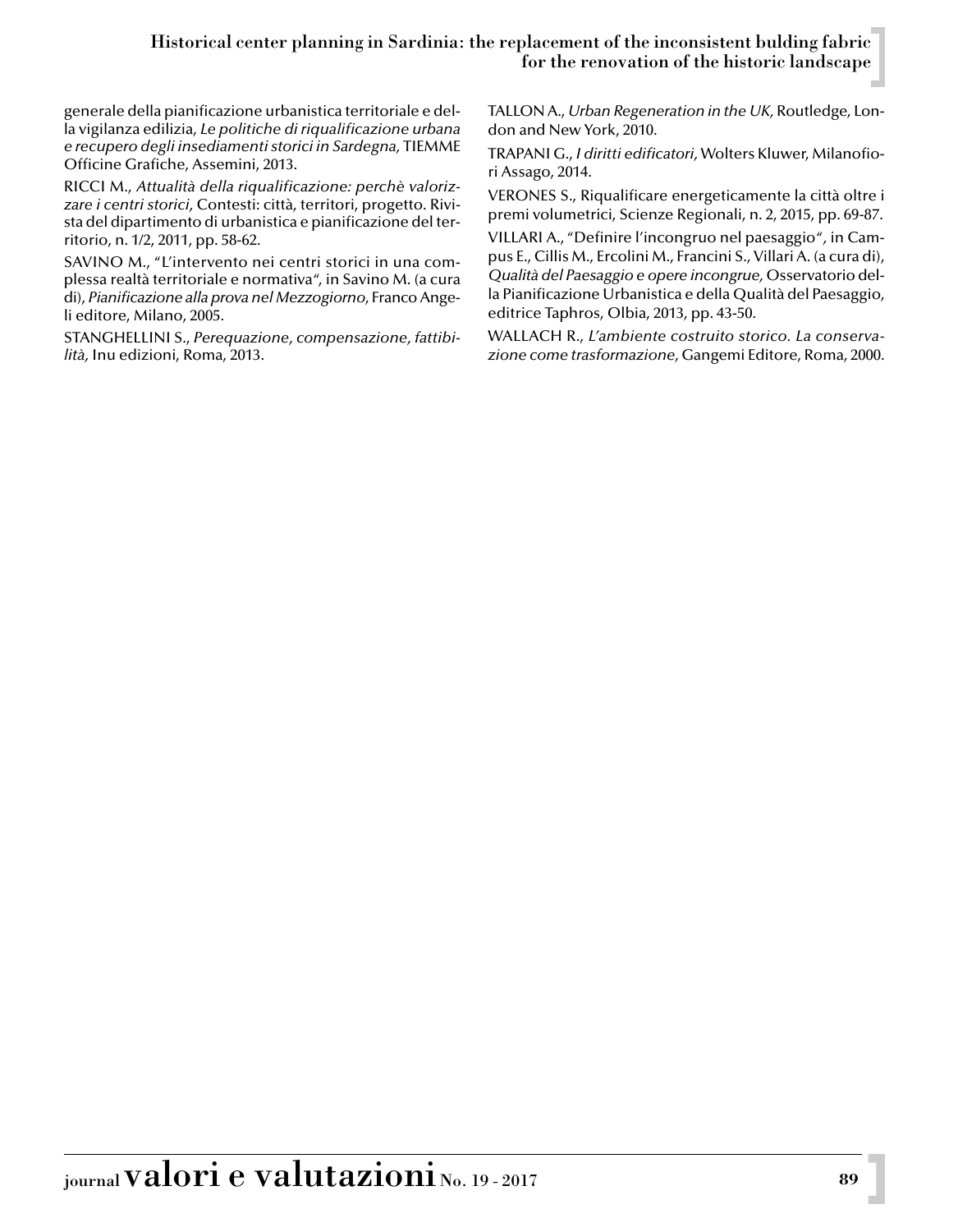generale della pianificazione urbanistica territoriale e della vigilanza edilizia, *Le politiche di riqualificazione urbana e recupero degli insediamenti storici in Sardegna,* TIEMME Officine Grafiche, Assemini, 2013.

RICCI M., *Attualità della riqualificazione: perchè valorizzare i centri storici,* Contesti: città, territori, progetto. Rivista del dipartimento di urbanistica e pianificazione del territorio, n. 1/2, 2011, pp. 58-62.

SAVINO M., "L'intervento nei centri storici in una complessa realtà territoriale e normativa", in Savino M. (a cura di), *Pianificazione alla prova nel Mezzogiorno*, Franco Angeli editore, Milano, 2005.

STANGHELLINI S., *Perequazione, compensazione, fattibilità,* Inu edizioni, Roma, 2013.

TALLON A., *Urban Regeneration in the UK,* Routledge, London and New York, 2010.

TRAPANI G., *I diritti edificatori,* Wolters Kluwer, Milanofiori Assago, 2014.

VERONES S., Riqualificare energeticamente la città oltre i premi volumetrici, Scienze Regionali, n. 2, 2015, pp. 69-87.

VILLARI A., "Definire l'incongruo nel paesaggio", in Campus E., Cillis M., Ercolini M., Francini S., Villari A. (a cura di), *Qualità del Paesaggio e opere incongrue,* Osservatorio della Pianificazione Urbanistica e della Qualità del Paesaggio, editrice Taphros, Olbia, 2013, pp. 43-50.

WALLACH R., *L'ambiente costruito storico. La conservazione come trasformazione*, Gangemi Editore, Roma, 2000.